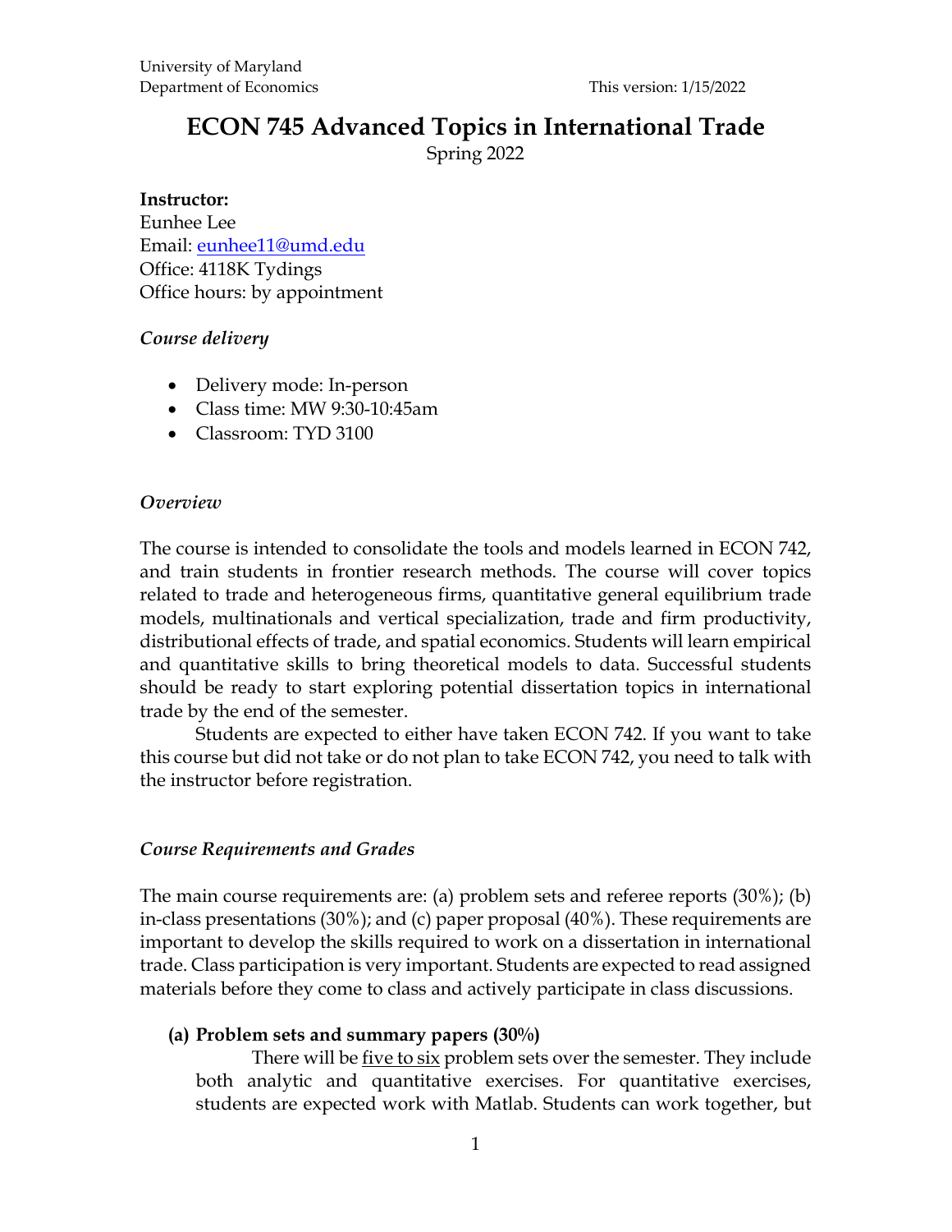University of Maryland
Department of Economics

This version: 1/15/2022

# ECON 745 Advanced Topics in International Trade

Spring 2022

**Instructor:**
Eunhee Lee
Email: eunhee11@umd.edu
Office: 4118K Tydings
Office hours: by appointment

### *Course delivery*

- Delivery mode: In-person
- Class time: MW 9:30-10:45am
- Classroom: TYD 3100

### *Overview*

The course is intended to consolidate the tools and models learned in ECON 742, and train students in frontier research methods. The course will cover topics related to trade and heterogeneous firms, quantitative general equilibrium trade models, multinationals and vertical specialization, trade and firm productivity, distributional effects of trade, and spatial economics. Students will learn empirical and quantitative skills to bring theoretical models to data. Successful students should be ready to start exploring potential dissertation topics in international trade by the end of the semester.

Students are expected to either have taken ECON 742. If you want to take this course but did not take or do not plan to take ECON 742, you need to talk with the instructor before registration.

### *Course Requirements and Grades*

The main course requirements are: (a) problem sets and referee reports (30%); (b) in-class presentations (30%); and (c) paper proposal (40%). These requirements are important to develop the skills required to work on a dissertation in international trade. Class participation is very important. Students are expected to read assigned materials before they come to class and actively participate in class discussions.

**(a) Problem sets and summary papers (30%)**

There will be five to six problem sets over the semester. They include both analytic and quantitative exercises. For quantitative exercises, students are expected work with Matlab. Students can work together, but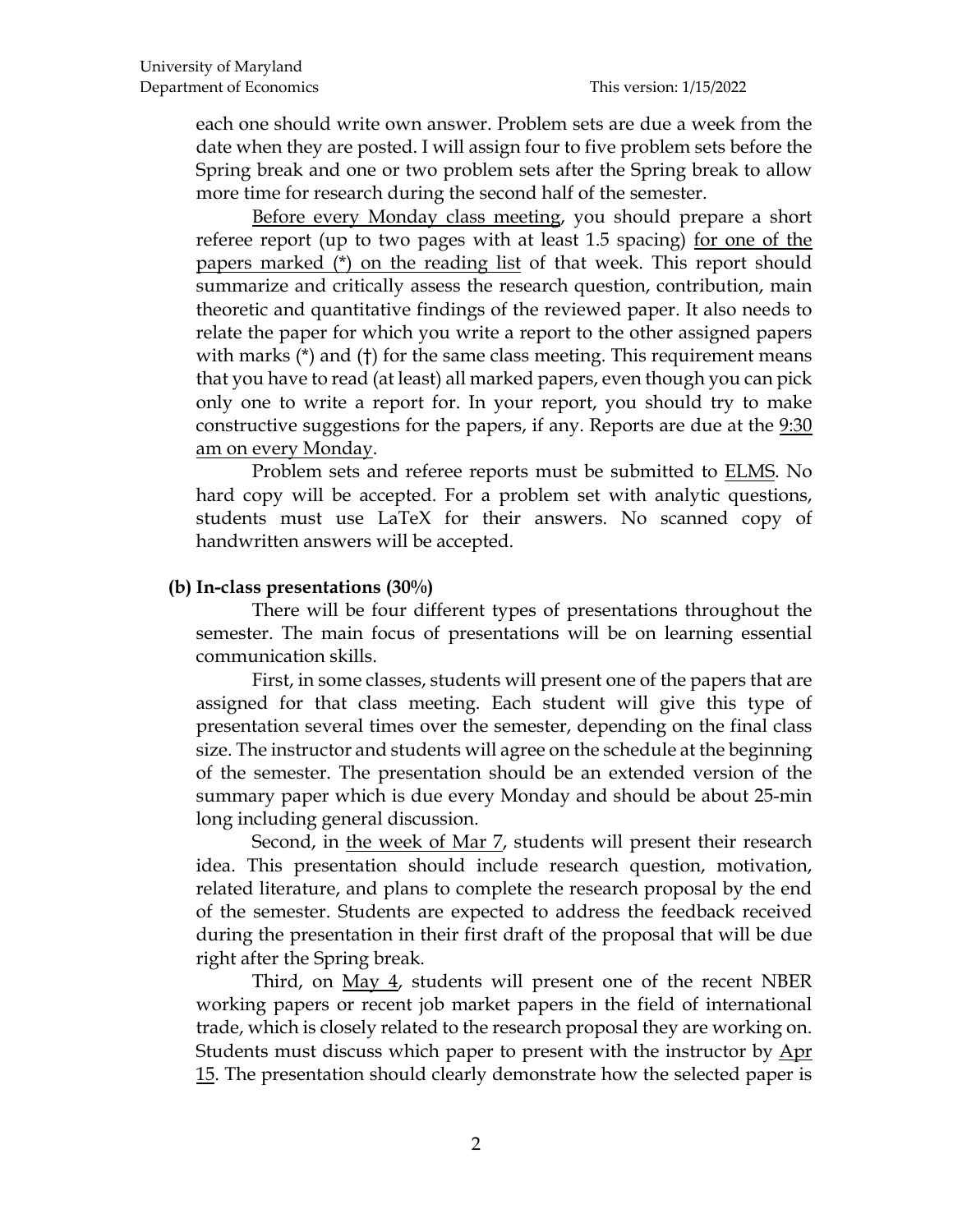each one should write own answer. Problem sets are due a week from the date when they are posted. I will assign four to five problem sets before the Spring break and one or two problem sets after the Spring break to allow more time for research during the second half of the semester.

Before every Monday class meeting, you should prepare a short referee report (up to two pages with at least 1.5 spacing) for one of the papers marked (*) on the reading list of that week. This report should summarize and critically assess the research question, contribution, main theoretic and quantitative findings of the reviewed paper. It also needs to relate the paper for which you write a report to the other assigned papers with marks (*) and (†) for the same class meeting. This requirement means that you have to read (at least) all marked papers, even though you can pick only one to write a report for. In your report, you should try to make constructive suggestions for the papers, if any. Reports are due at the 9:30 am on every Monday.

Problem sets and referee reports must be submitted to ELMS. No hard copy will be accepted. For a problem set with analytic questions, students must use LaTeX for their answers. No scanned copy of handwritten answers will be accepted.

**(b) In-class presentations (30%)**

There will be four different types of presentations throughout the semester. The main focus of presentations will be on learning essential communication skills.

First, in some classes, students will present one of the papers that are assigned for that class meeting. Each student will give this type of presentation several times over the semester, depending on the final class size. The instructor and students will agree on the schedule at the beginning of the semester. The presentation should be an extended version of the summary paper which is due every Monday and should be about 25-min long including general discussion.

Second, in the week of Mar 7, students will present their research idea. This presentation should include research question, motivation, related literature, and plans to complete the research proposal by the end of the semester. Students are expected to address the feedback received during the presentation in their first draft of the proposal that will be due right after the Spring break.

Third, on May 4, students will present one of the recent NBER working papers or recent job market papers in the field of international trade, which is closely related to the research proposal they are working on. Students must discuss which paper to present with the instructor by Apr 15. The presentation should clearly demonstrate how the selected paper is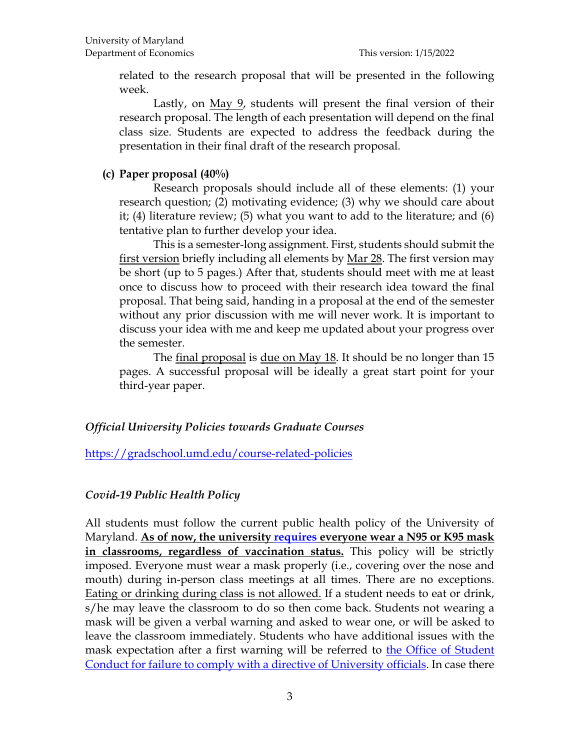related to the research proposal that will be presented in the following week.

Lastly, on May 9, students will present the final version of their research proposal. The length of each presentation will depend on the final class size. Students are expected to address the feedback during the presentation in their final draft of the research proposal.

**(c) Paper proposal (40%)**

Research proposals should include all of these elements: (1) your research question; (2) motivating evidence; (3) why we should care about it; (4) literature review; (5) what you want to add to the literature; and (6) tentative plan to further develop your idea.

This is a semester-long assignment. First, students should submit the first version briefly including all elements by Mar 28. The first version may be short (up to 5 pages.) After that, students should meet with me at least once to discuss how to proceed with their research idea toward the final proposal. That being said, handing in a proposal at the end of the semester without any prior discussion with me will never work. It is important to discuss your idea with me and keep me updated about your progress over the semester.

The final proposal is due on May 18. It should be no longer than 15 pages. A successful proposal will be ideally a great start point for your third-year paper.

### *Official University Policies towards Graduate Courses*

https://gradschool.umd.edu/course-related-policies

### *Covid-19 Public Health Policy*

All students must follow the current public health policy of the University of Maryland. **As of now, the university requires everyone wear a N95 or K95 mask in classrooms, regardless of vaccination status.** This policy will be strictly imposed. Everyone must wear a mask properly (i.e., covering over the nose and mouth) during in-person class meetings at all times. There are no exceptions. Eating or drinking during class is not allowed. If a student needs to eat or drink, s/he may leave the classroom to do so then come back. Students not wearing a mask will be given a verbal warning and asked to wear one, or will be asked to leave the classroom immediately. Students who have additional issues with the mask expectation after a first warning will be referred to the Office of Student Conduct for failure to comply with a directive of University officials. In case there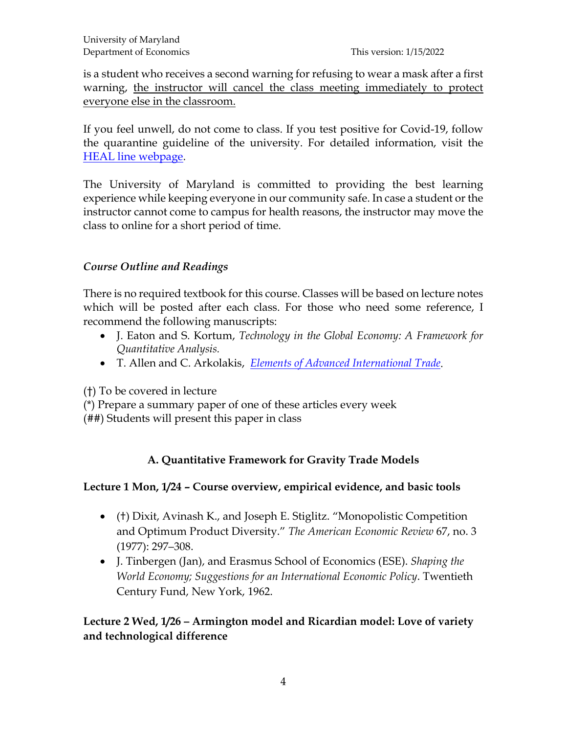is a student who receives a second warning for refusing to wear a mask after a first warning, <u>the instructor will cancel the class meeting immediately to protect everyone else in the classroom.</u>

If you feel unwell, do not come to class. If you test positive for Covid-19, follow the quarantine guideline of the university. For detailed information, visit the [HEAL line webpage](#).

The University of Maryland is committed to providing the best learning experience while keeping everyone in our community safe. In case a student or the instructor cannot come to campus for health reasons, the instructor may move the class to online for a short period of time.

### *Course Outline and Readings*

There is no required textbook for this course. Classes will be based on lecture notes which will be posted after each class. For those who need some reference, I recommend the following manuscripts:

- J. Eaton and S. Kortum, *Technology in the Global Economy: A Framework for Quantitative Analysis.*
- T. Allen and C. Arkolakis, *[Elements of Advanced International Trade](#)*.

(†) To be covered in lecture
(*) Prepare a summary paper of one of these articles every week
(##) Students will present this paper in class

## A. Quantitative Framework for Gravity Trade Models

### Lecture 1 Mon, 1/24 – Course overview, empirical evidence, and basic tools

- (†) Dixit, Avinash K., and Joseph E. Stiglitz. "Monopolistic Competition and Optimum Product Diversity." *The American Economic Review* 67, no. 3 (1977): 297–308.
- J. Tinbergen (Jan), and Erasmus School of Economics (ESE). *Shaping the World Economy; Suggestions for an International Economic Policy*. Twentieth Century Fund, New York, 1962.

### Lecture 2 Wed, 1/26 – Armington model and Ricardian model: Love of variety and technological difference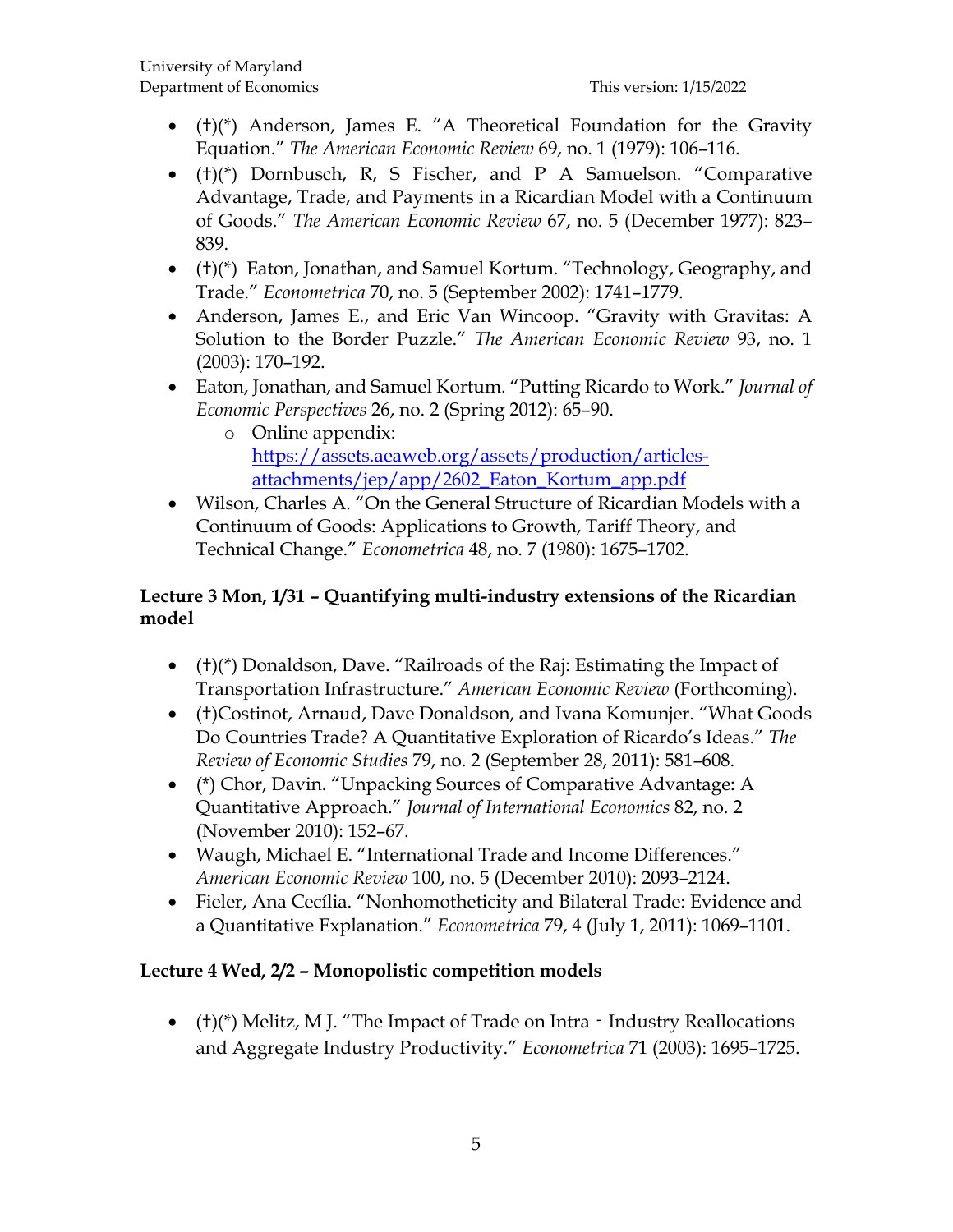- (†)(*) Anderson, James E. "A Theoretical Foundation for the Gravity Equation." *The American Economic Review* 69, no. 1 (1979): 106–116.
- (†)(*) Dornbusch, R, S Fischer, and P A Samuelson. "Comparative Advantage, Trade, and Payments in a Ricardian Model with a Continuum of Goods." *The American Economic Review* 67, no. 5 (December 1977): 823–839.
- (†)(*) Eaton, Jonathan, and Samuel Kortum. "Technology, Geography, and Trade." *Econometrica* 70, no. 5 (September 2002): 1741–1779.
- Anderson, James E., and Eric Van Wincoop. "Gravity with Gravitas: A Solution to the Border Puzzle." *The American Economic Review* 93, no. 1 (2003): 170–192.
- Eaton, Jonathan, and Samuel Kortum. "Putting Ricardo to Work." *Journal of Economic Perspectives* 26, no. 2 (Spring 2012): 65–90.
    - Online appendix: [https://assets.aeaweb.org/assets/production/articles-attachments/jep/app/2602_Eaton_Kortum_app.pdf](https://assets.aeaweb.org/assets/production/articles-attachments/jep/app/2602_Eaton_Kortum_app.pdf)
- Wilson, Charles A. "On the General Structure of Ricardian Models with a Continuum of Goods: Applications to Growth, Tariff Theory, and Technical Change." *Econometrica* 48, no. 7 (1980): 1675–1702.

**Lecture 3 Mon, 1/31 – Quantifying multi-industry extensions of the Ricardian model**

- (†)(*) Donaldson, Dave. "Railroads of the Raj: Estimating the Impact of Transportation Infrastructure." *American Economic Review* (Forthcoming).
- (†)Costinot, Arnaud, Dave Donaldson, and Ivana Komunjer. "What Goods Do Countries Trade? A Quantitative Exploration of Ricardo's Ideas." *The Review of Economic Studies* 79, no. 2 (September 28, 2011): 581–608.
- (*) Chor, Davin. "Unpacking Sources of Comparative Advantage: A Quantitative Approach." *Journal of International Economics* 82, no. 2 (November 2010): 152–67.
- Waugh, Michael E. "International Trade and Income Differences." *American Economic Review* 100, no. 5 (December 2010): 2093–2124.
- Fieler, Ana Cecília. "Nonhomotheticity and Bilateral Trade: Evidence and a Quantitative Explanation." *Econometrica* 79, 4 (July 1, 2011): 1069–1101.

**Lecture 4 Wed, 2/2 – Monopolistic competition models**

- (†)(*) Melitz, M J. "The Impact of Trade on Intra - Industry Reallocations and Aggregate Industry Productivity." *Econometrica* 71 (2003): 1695–1725.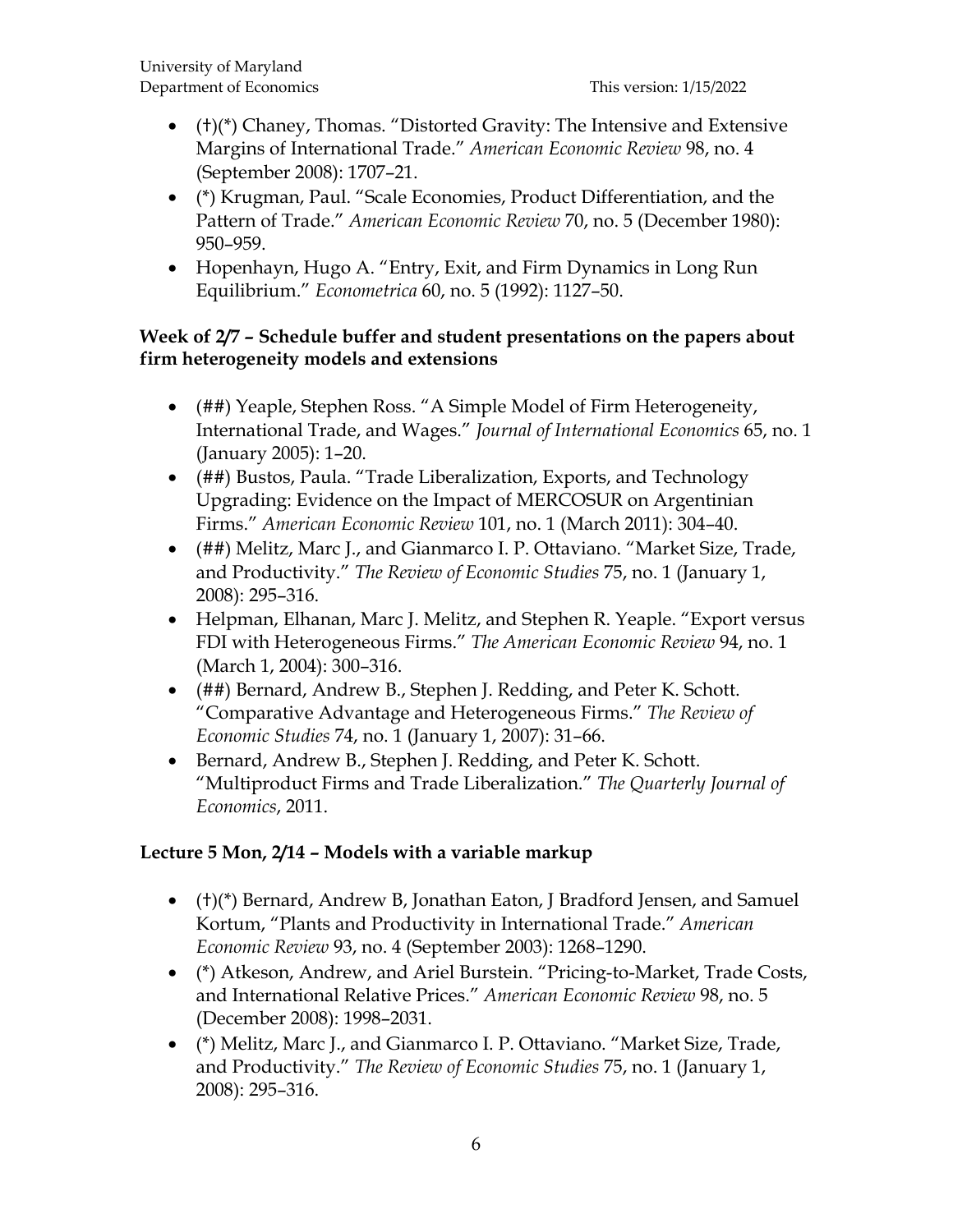- (†)(*) Chaney, Thomas. "Distorted Gravity: The Intensive and Extensive Margins of International Trade." *American Economic Review* 98, no. 4 (September 2008): 1707–21.
- (*) Krugman, Paul. "Scale Economies, Product Differentiation, and the Pattern of Trade." *American Economic Review* 70, no. 5 (December 1980): 950–959.
- Hopenhayn, Hugo A. "Entry, Exit, and Firm Dynamics in Long Run Equilibrium." *Econometrica* 60, no. 5 (1992): 1127–50.

**Week of 2/7 – Schedule buffer and student presentations on the papers about firm heterogeneity models and extensions**

- (##) Yeaple, Stephen Ross. "A Simple Model of Firm Heterogeneity, International Trade, and Wages." *Journal of International Economics* 65, no. 1 (January 2005): 1–20.
- (##) Bustos, Paula. "Trade Liberalization, Exports, and Technology Upgrading: Evidence on the Impact of MERCOSUR on Argentinian Firms." *American Economic Review* 101, no. 1 (March 2011): 304–40.
- (##) Melitz, Marc J., and Gianmarco I. P. Ottaviano. "Market Size, Trade, and Productivity." *The Review of Economic Studies* 75, no. 1 (January 1, 2008): 295–316.
- Helpman, Elhanan, Marc J. Melitz, and Stephen R. Yeaple. "Export versus FDI with Heterogeneous Firms." *The American Economic Review* 94, no. 1 (March 1, 2004): 300–316.
- (##) Bernard, Andrew B., Stephen J. Redding, and Peter K. Schott. "Comparative Advantage and Heterogeneous Firms." *The Review of Economic Studies* 74, no. 1 (January 1, 2007): 31–66.
- Bernard, Andrew B., Stephen J. Redding, and Peter K. Schott. "Multiproduct Firms and Trade Liberalization." *The Quarterly Journal of Economics*, 2011.

**Lecture 5 Mon, 2/14 – Models with a variable markup**

- (†)(*) Bernard, Andrew B, Jonathan Eaton, J Bradford Jensen, and Samuel Kortum, "Plants and Productivity in International Trade." *American Economic Review* 93, no. 4 (September 2003): 1268–1290.
- (*) Atkeson, Andrew, and Ariel Burstein. "Pricing-to-Market, Trade Costs, and International Relative Prices." *American Economic Review* 98, no. 5 (December 2008): 1998–2031.
- (*) Melitz, Marc J., and Gianmarco I. P. Ottaviano. "Market Size, Trade, and Productivity." *The Review of Economic Studies* 75, no. 1 (January 1, 2008): 295–316.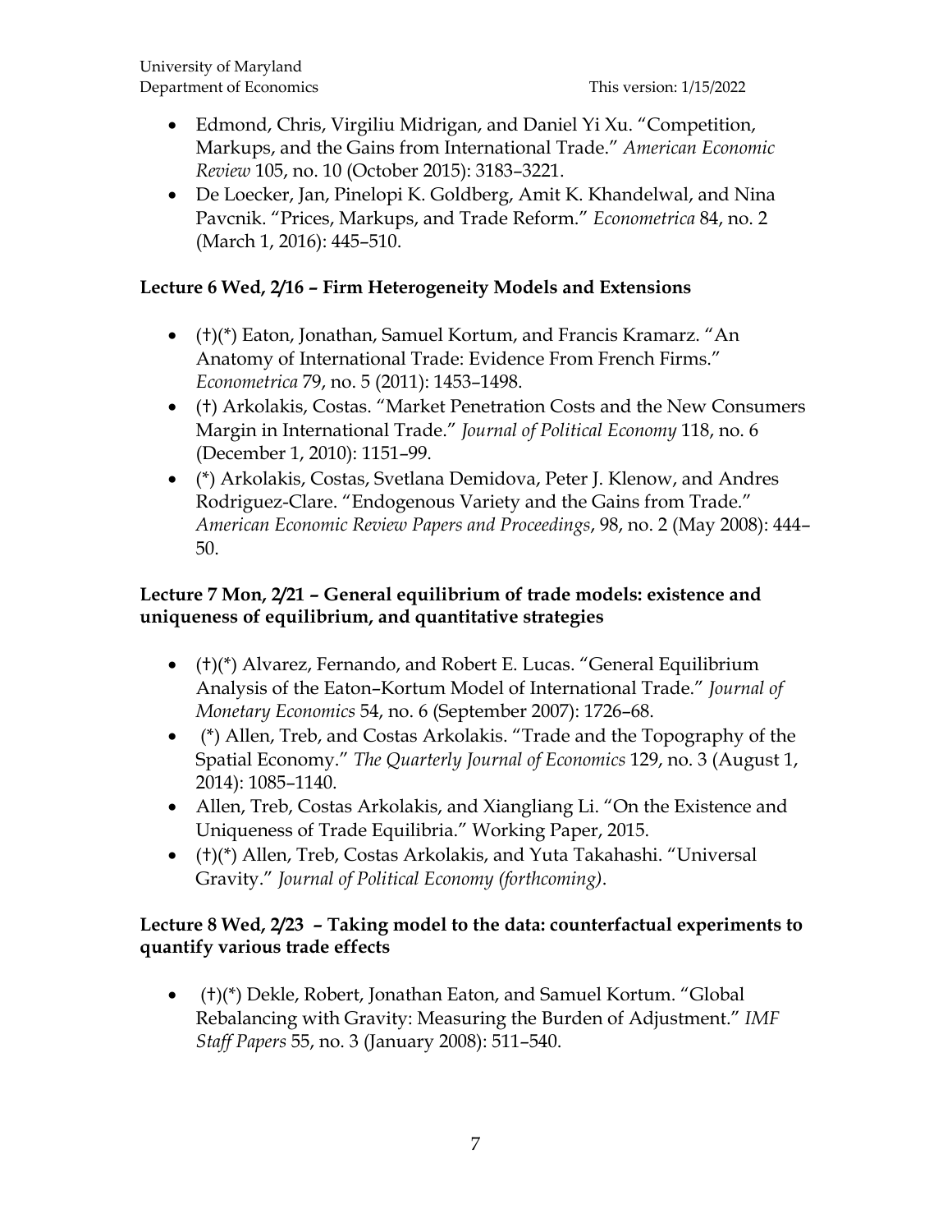- Edmond, Chris, Virgiliu Midrigan, and Daniel Yi Xu. "Competition, Markups, and the Gains from International Trade." *American Economic Review* 105, no. 10 (October 2015): 3183–3221.
- De Loecker, Jan, Pinelopi K. Goldberg, Amit K. Khandelwal, and Nina Pavcnik. "Prices, Markups, and Trade Reform." *Econometrica* 84, no. 2 (March 1, 2016): 445–510.

**Lecture 6 Wed, 2/16 – Firm Heterogeneity Models and Extensions**

- (†)(*) Eaton, Jonathan, Samuel Kortum, and Francis Kramarz. "An Anatomy of International Trade: Evidence From French Firms." *Econometrica* 79, no. 5 (2011): 1453–1498.
- (†) Arkolakis, Costas. "Market Penetration Costs and the New Consumers Margin in International Trade." *Journal of Political Economy* 118, no. 6 (December 1, 2010): 1151–99.
- (*) Arkolakis, Costas, Svetlana Demidova, Peter J. Klenow, and Andres Rodriguez-Clare. "Endogenous Variety and the Gains from Trade." *American Economic Review Papers and Proceedings*, 98, no. 2 (May 2008): 444–50.

**Lecture 7 Mon, 2/21 – General equilibrium of trade models: existence and uniqueness of equilibrium, and quantitative strategies**

- (†)(*) Alvarez, Fernando, and Robert E. Lucas. "General Equilibrium Analysis of the Eaton–Kortum Model of International Trade." *Journal of Monetary Economics* 54, no. 6 (September 2007): 1726–68.
- (*) Allen, Treb, and Costas Arkolakis. "Trade and the Topography of the Spatial Economy." *The Quarterly Journal of Economics* 129, no. 3 (August 1, 2014): 1085–1140.
- Allen, Treb, Costas Arkolakis, and Xiangliang Li. "On the Existence and Uniqueness of Trade Equilibria." Working Paper, 2015.
- (†)(*) Allen, Treb, Costas Arkolakis, and Yuta Takahashi. "Universal Gravity." *Journal of Political Economy (forthcoming)*.

**Lecture 8 Wed, 2/23 – Taking model to the data: counterfactual experiments to quantify various trade effects**

- (†)(*) Dekle, Robert, Jonathan Eaton, and Samuel Kortum. "Global Rebalancing with Gravity: Measuring the Burden of Adjustment." *IMF Staff Papers* 55, no. 3 (January 2008): 511–540.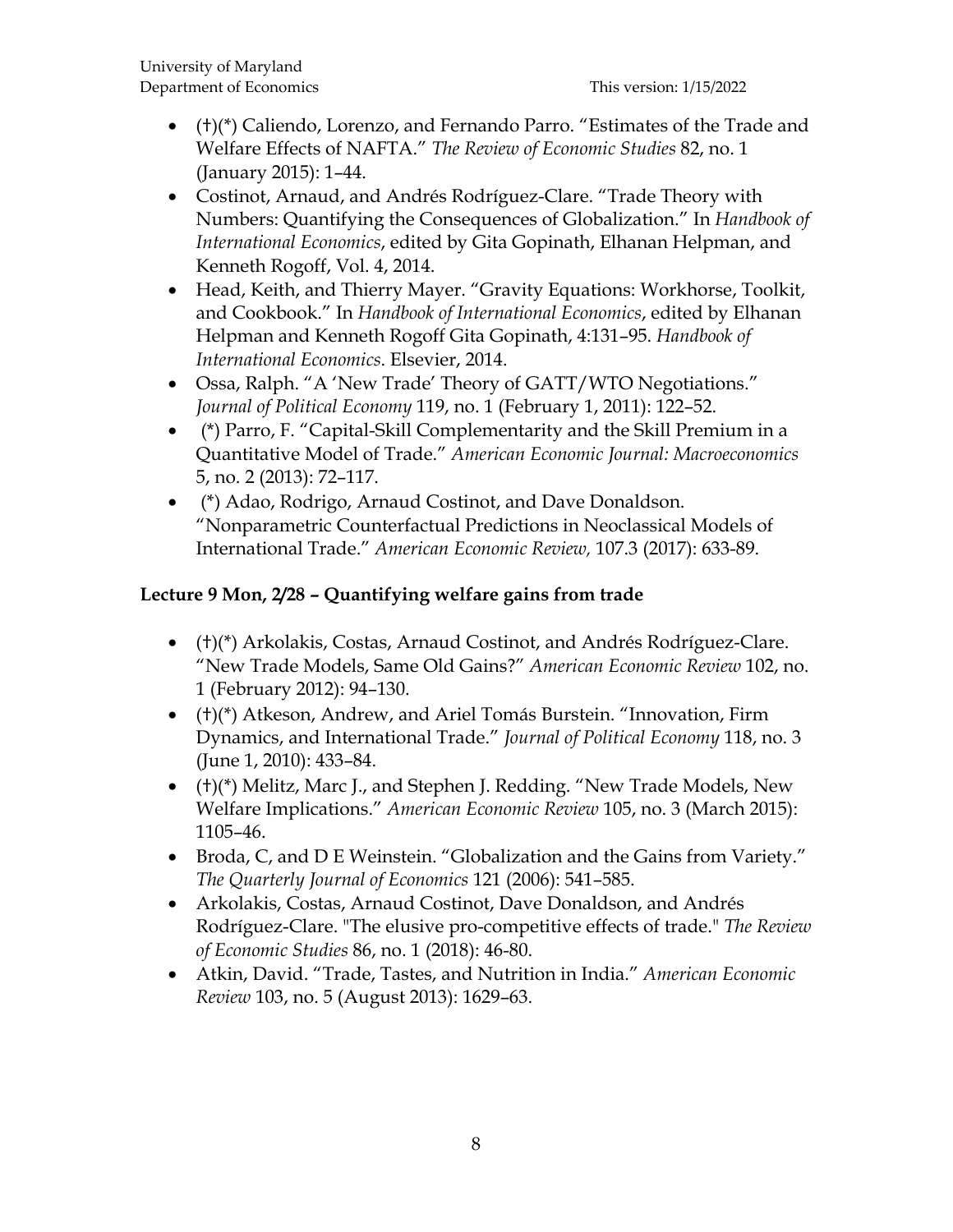- (†)(*) Caliendo, Lorenzo, and Fernando Parro. "Estimates of the Trade and Welfare Effects of NAFTA." *The Review of Economic Studies* 82, no. 1 (January 2015): 1–44.
- Costinot, Arnaud, and Andrés Rodríguez-Clare. "Trade Theory with Numbers: Quantifying the Consequences of Globalization." In *Handbook of International Economics*, edited by Gita Gopinath, Elhanan Helpman, and Kenneth Rogoff, Vol. 4, 2014.
- Head, Keith, and Thierry Mayer. "Gravity Equations: Workhorse, Toolkit, and Cookbook." In *Handbook of International Economics*, edited by Elhanan Helpman and Kenneth Rogoff Gita Gopinath, 4:131–95. *Handbook of International Economics*. Elsevier, 2014.
- Ossa, Ralph. "A 'New Trade' Theory of GATT/WTO Negotiations." *Journal of Political Economy* 119, no. 1 (February 1, 2011): 122–52.
- (*) Parro, F. "Capital-Skill Complementarity and the Skill Premium in a Quantitative Model of Trade." *American Economic Journal: Macroeconomics* 5, no. 2 (2013): 72–117.
- (*) Adao, Rodrigo, Arnaud Costinot, and Dave Donaldson. "Nonparametric Counterfactual Predictions in Neoclassical Models of International Trade." *American Economic Review,* 107.3 (2017): 633-89.

**Lecture 9 Mon, 2/28 – Quantifying welfare gains from trade**

- (†)(*) Arkolakis, Costas, Arnaud Costinot, and Andrés Rodríguez-Clare. "New Trade Models, Same Old Gains?" *American Economic Review* 102, no. 1 (February 2012): 94–130.
- (†)(*) Atkeson, Andrew, and Ariel Tomás Burstein. "Innovation, Firm Dynamics, and International Trade." *Journal of Political Economy* 118, no. 3 (June 1, 2010): 433–84.
- (†)(*) Melitz, Marc J., and Stephen J. Redding. "New Trade Models, New Welfare Implications." *American Economic Review* 105, no. 3 (March 2015): 1105–46.
- Broda, C, and D E Weinstein. "Globalization and the Gains from Variety." *The Quarterly Journal of Economics* 121 (2006): 541–585.
- Arkolakis, Costas, Arnaud Costinot, Dave Donaldson, and Andrés Rodríguez-Clare. "The elusive pro-competitive effects of trade." *The Review of Economic Studies* 86, no. 1 (2018): 46-80.
- Atkin, David. "Trade, Tastes, and Nutrition in India." *American Economic Review* 103, no. 5 (August 2013): 1629–63.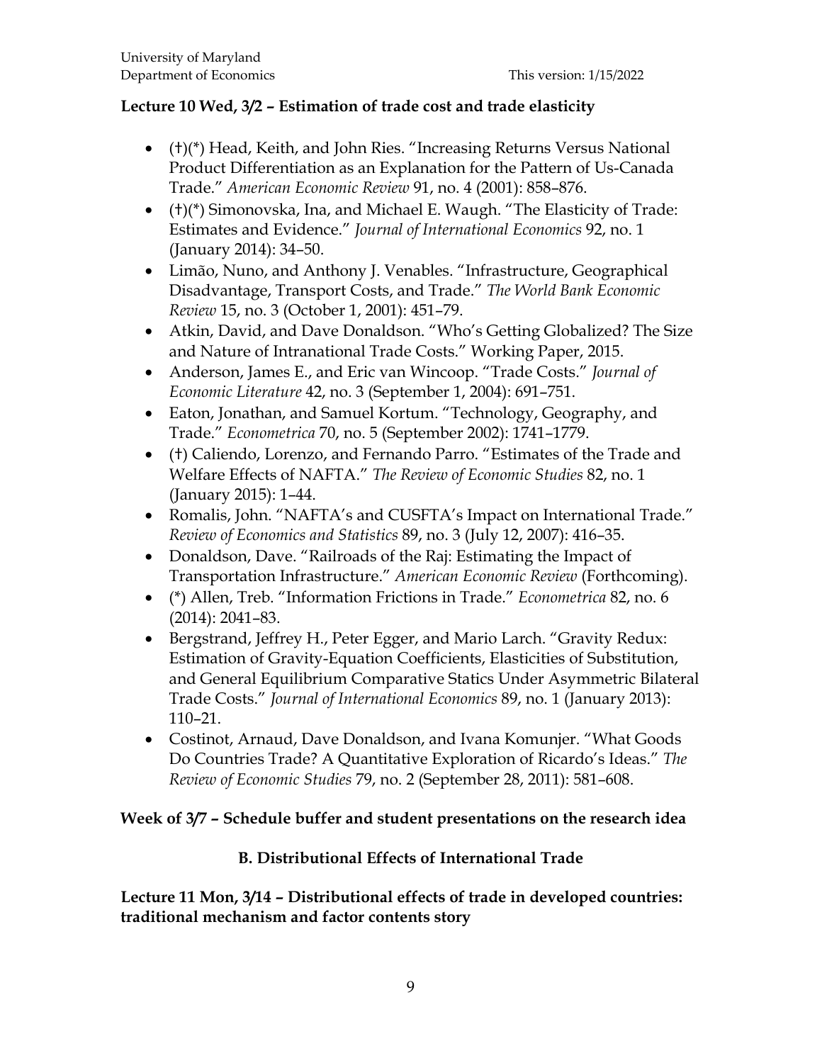**Lecture 10 Wed, 3/2 – Estimation of trade cost and trade elasticity**

- (†)(*) Head, Keith, and John Ries. "Increasing Returns Versus National Product Differentiation as an Explanation for the Pattern of Us-Canada Trade." *American Economic Review* 91, no. 4 (2001): 858–876.
- (†)(*) Simonovska, Ina, and Michael E. Waugh. "The Elasticity of Trade: Estimates and Evidence." *Journal of International Economics* 92, no. 1 (January 2014): 34–50.
- Limão, Nuno, and Anthony J. Venables. "Infrastructure, Geographical Disadvantage, Transport Costs, and Trade." *The World Bank Economic Review* 15, no. 3 (October 1, 2001): 451–79.
- Atkin, David, and Dave Donaldson. "Who's Getting Globalized? The Size and Nature of Intranational Trade Costs." Working Paper, 2015.
- Anderson, James E., and Eric van Wincoop. "Trade Costs." *Journal of Economic Literature* 42, no. 3 (September 1, 2004): 691–751.
- Eaton, Jonathan, and Samuel Kortum. "Technology, Geography, and Trade." *Econometrica* 70, no. 5 (September 2002): 1741–1779.
- (†) Caliendo, Lorenzo, and Fernando Parro. "Estimates of the Trade and Welfare Effects of NAFTA." *The Review of Economic Studies* 82, no. 1 (January 2015): 1–44.
- Romalis, John. "NAFTA's and CUSFTA's Impact on International Trade." *Review of Economics and Statistics* 89, no. 3 (July 12, 2007): 416–35.
- Donaldson, Dave. "Railroads of the Raj: Estimating the Impact of Transportation Infrastructure." *American Economic Review* (Forthcoming).
- (*) Allen, Treb. "Information Frictions in Trade." *Econometrica* 82, no. 6 (2014): 2041–83.
- Bergstrand, Jeffrey H., Peter Egger, and Mario Larch. "Gravity Redux: Estimation of Gravity-Equation Coefficients, Elasticities of Substitution, and General Equilibrium Comparative Statics Under Asymmetric Bilateral Trade Costs." *Journal of International Economics* 89, no. 1 (January 2013): 110–21.
- Costinot, Arnaud, Dave Donaldson, and Ivana Komunjer. "What Goods Do Countries Trade? A Quantitative Exploration of Ricardo's Ideas." *The Review of Economic Studies* 79, no. 2 (September 28, 2011): 581–608.

**Week of 3/7 – Schedule buffer and student presentations on the research idea**

## B. Distributional Effects of International Trade

**Lecture 11 Mon, 3/14 – Distributional effects of trade in developed countries: traditional mechanism and factor contents story**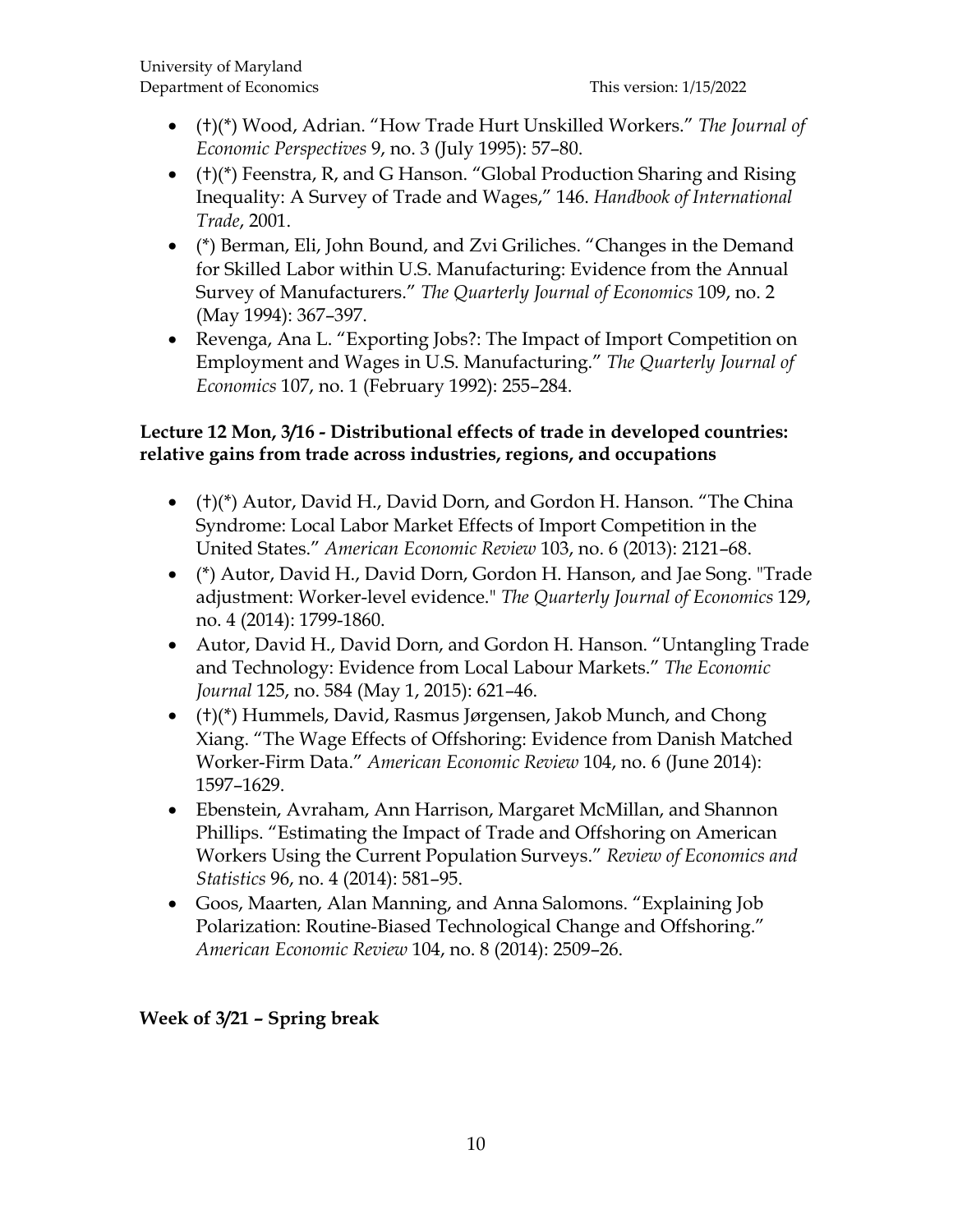- (†)(*) Wood, Adrian. "How Trade Hurt Unskilled Workers." *The Journal of Economic Perspectives* 9, no. 3 (July 1995): 57–80.
- (†)(*) Feenstra, R, and G Hanson. "Global Production Sharing and Rising Inequality: A Survey of Trade and Wages," 146. *Handbook of International Trade*, 2001.
- (*) Berman, Eli, John Bound, and Zvi Griliches. "Changes in the Demand for Skilled Labor within U.S. Manufacturing: Evidence from the Annual Survey of Manufacturers." *The Quarterly Journal of Economics* 109, no. 2 (May 1994): 367–397.
- Revenga, Ana L. "Exporting Jobs?: The Impact of Import Competition on Employment and Wages in U.S. Manufacturing." *The Quarterly Journal of Economics* 107, no. 1 (February 1992): 255–284.

**Lecture 12 Mon, 3/16 - Distributional effects of trade in developed countries: relative gains from trade across industries, regions, and occupations**

- (†)(*) Autor, David H., David Dorn, and Gordon H. Hanson. "The China Syndrome: Local Labor Market Effects of Import Competition in the United States." *American Economic Review* 103, no. 6 (2013): 2121–68.
- (*) Autor, David H., David Dorn, Gordon H. Hanson, and Jae Song. "Trade adjustment: Worker-level evidence." *The Quarterly Journal of Economics* 129, no. 4 (2014): 1799-1860.
- Autor, David H., David Dorn, and Gordon H. Hanson. "Untangling Trade and Technology: Evidence from Local Labour Markets." *The Economic Journal* 125, no. 584 (May 1, 2015): 621–46.
- (†)(*) Hummels, David, Rasmus Jørgensen, Jakob Munch, and Chong Xiang. "The Wage Effects of Offshoring: Evidence from Danish Matched Worker-Firm Data." *American Economic Review* 104, no. 6 (June 2014): 1597–1629.
- Ebenstein, Avraham, Ann Harrison, Margaret McMillan, and Shannon Phillips. "Estimating the Impact of Trade and Offshoring on American Workers Using the Current Population Surveys." *Review of Economics and Statistics* 96, no. 4 (2014): 581–95.
- Goos, Maarten, Alan Manning, and Anna Salomons. "Explaining Job Polarization: Routine-Biased Technological Change and Offshoring." *American Economic Review* 104, no. 8 (2014): 2509–26.

**Week of 3/21 – Spring break**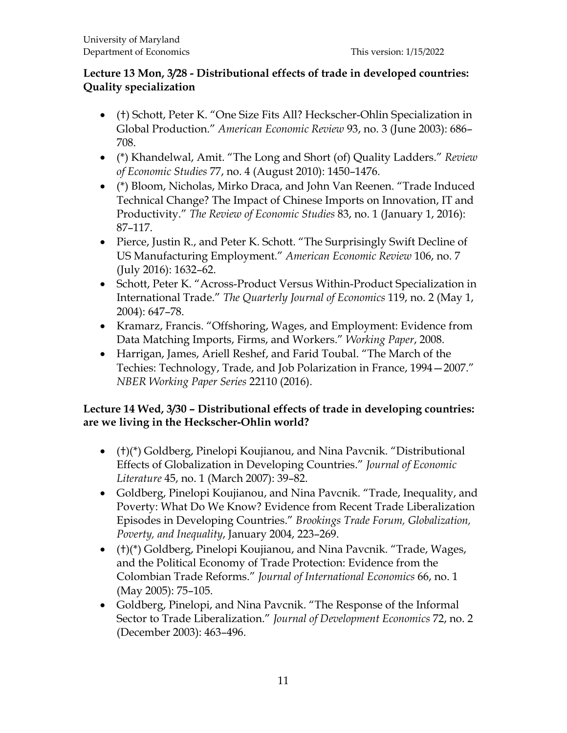**Lecture 13 Mon, 3/28 - Distributional effects of trade in developed countries: Quality specialization**

- (†) Schott, Peter K. "One Size Fits All? Heckscher-Ohlin Specialization in Global Production." *American Economic Review* 93, no. 3 (June 2003): 686–708.
- (*) Khandelwal, Amit. "The Long and Short (of) Quality Ladders." *Review of Economic Studies* 77, no. 4 (August 2010): 1450–1476.
- (*) Bloom, Nicholas, Mirko Draca, and John Van Reenen. "Trade Induced Technical Change? The Impact of Chinese Imports on Innovation, IT and Productivity." *The Review of Economic Studies* 83, no. 1 (January 1, 2016): 87–117.
- Pierce, Justin R., and Peter K. Schott. "The Surprisingly Swift Decline of US Manufacturing Employment." *American Economic Review* 106, no. 7 (July 2016): 1632–62.
- Schott, Peter K. "Across-Product Versus Within-Product Specialization in International Trade." *The Quarterly Journal of Economics* 119, no. 2 (May 1, 2004): 647–78.
- Kramarz, Francis. "Offshoring, Wages, and Employment: Evidence from Data Matching Imports, Firms, and Workers." *Working Paper*, 2008.
- Harrigan, James, Ariell Reshef, and Farid Toubal. "The March of the Techies: Technology, Trade, and Job Polarization in France, 1994—2007." *NBER Working Paper Series* 22110 (2016).

**Lecture 14 Wed, 3/30 – Distributional effects of trade in developing countries: are we living in the Heckscher-Ohlin world?**

- (†)(*) Goldberg, Pinelopi Koujianou, and Nina Pavcnik. "Distributional Effects of Globalization in Developing Countries." *Journal of Economic Literature* 45, no. 1 (March 2007): 39–82.
- Goldberg, Pinelopi Koujianou, and Nina Pavcnik. "Trade, Inequality, and Poverty: What Do We Know? Evidence from Recent Trade Liberalization Episodes in Developing Countries." *Brookings Trade Forum, Globalization, Poverty, and Inequality*, January 2004, 223–269.
- (†)(*) Goldberg, Pinelopi Koujianou, and Nina Pavcnik. "Trade, Wages, and the Political Economy of Trade Protection: Evidence from the Colombian Trade Reforms." *Journal of International Economics* 66, no. 1 (May 2005): 75–105.
- Goldberg, Pinelopi, and Nina Pavcnik. "The Response of the Informal Sector to Trade Liberalization." *Journal of Development Economics* 72, no. 2 (December 2003): 463–496.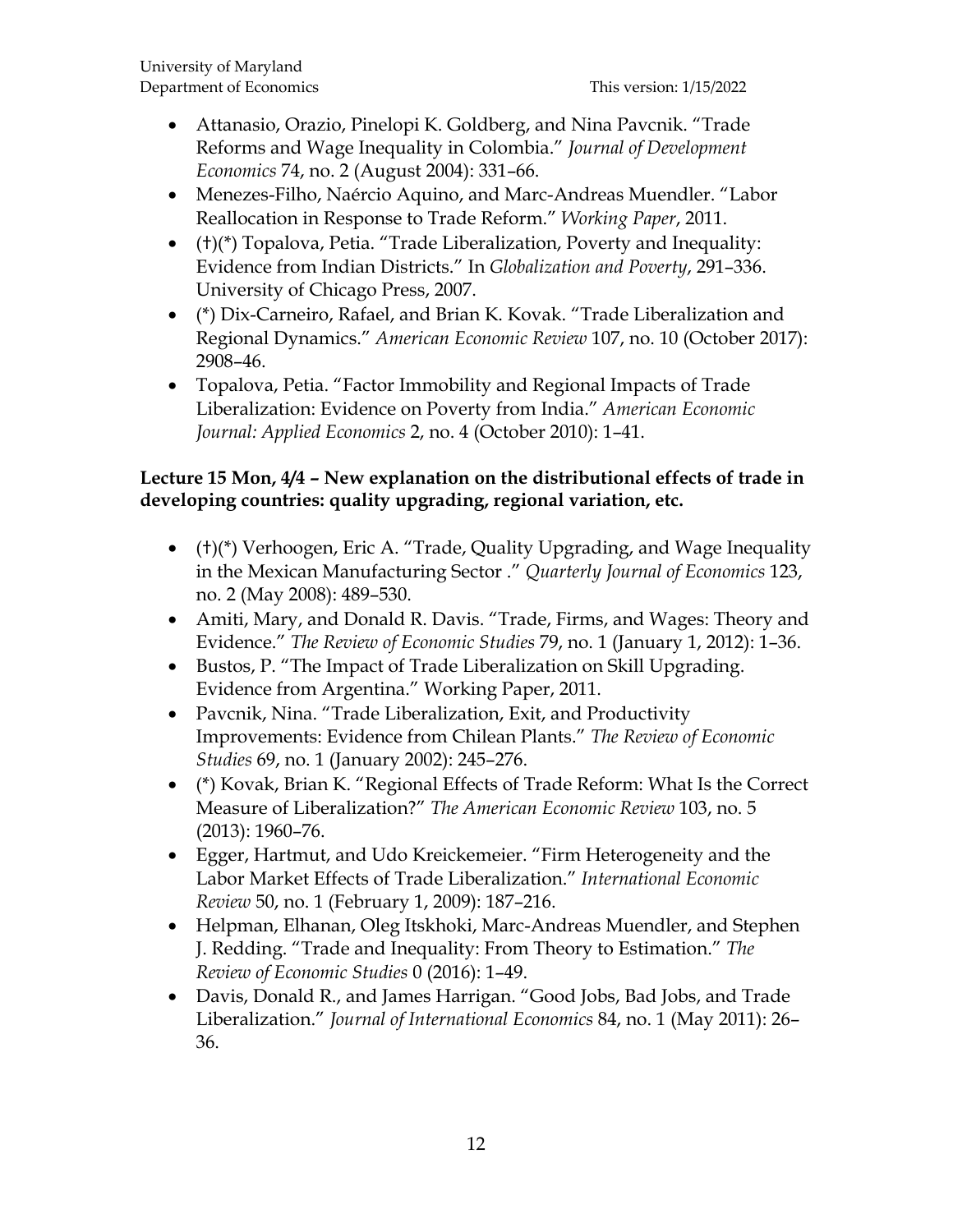- Attanasio, Orazio, Pinelopi K. Goldberg, and Nina Pavcnik. "Trade Reforms and Wage Inequality in Colombia." *Journal of Development Economics* 74, no. 2 (August 2004): 331–66.
- Menezes-Filho, Naércio Aquino, and Marc-Andreas Muendler. "Labor Reallocation in Response to Trade Reform." *Working Paper*, 2011.
- (†)(*) Topalova, Petia. "Trade Liberalization, Poverty and Inequality: Evidence from Indian Districts." In *Globalization and Poverty*, 291–336. University of Chicago Press, 2007.
- (*) Dix-Carneiro, Rafael, and Brian K. Kovak. "Trade Liberalization and Regional Dynamics." *American Economic Review* 107, no. 10 (October 2017): 2908–46.
- Topalova, Petia. "Factor Immobility and Regional Impacts of Trade Liberalization: Evidence on Poverty from India." *American Economic Journal: Applied Economics* 2, no. 4 (October 2010): 1–41.

**Lecture 15 Mon, 4/4 – New explanation on the distributional effects of trade in developing countries: quality upgrading, regional variation, etc.**

- (†)(*) Verhoogen, Eric A. "Trade, Quality Upgrading, and Wage Inequality in the Mexican Manufacturing Sector ." *Quarterly Journal of Economics* 123, no. 2 (May 2008): 489–530.
- Amiti, Mary, and Donald R. Davis. "Trade, Firms, and Wages: Theory and Evidence." *The Review of Economic Studies* 79, no. 1 (January 1, 2012): 1–36.
- Bustos, P. "The Impact of Trade Liberalization on Skill Upgrading. Evidence from Argentina." Working Paper, 2011.
- Pavcnik, Nina. "Trade Liberalization, Exit, and Productivity Improvements: Evidence from Chilean Plants." *The Review of Economic Studies* 69, no. 1 (January 2002): 245–276.
- (*) Kovak, Brian K. "Regional Effects of Trade Reform: What Is the Correct Measure of Liberalization?" *The American Economic Review* 103, no. 5 (2013): 1960–76.
- Egger, Hartmut, and Udo Kreickemeier. "Firm Heterogeneity and the Labor Market Effects of Trade Liberalization." *International Economic Review* 50, no. 1 (February 1, 2009): 187–216.
- Helpman, Elhanan, Oleg Itskhoki, Marc-Andreas Muendler, and Stephen J. Redding. "Trade and Inequality: From Theory to Estimation." *The Review of Economic Studies* 0 (2016): 1–49.
- Davis, Donald R., and James Harrigan. "Good Jobs, Bad Jobs, and Trade Liberalization." *Journal of International Economics* 84, no. 1 (May 2011): 26–36.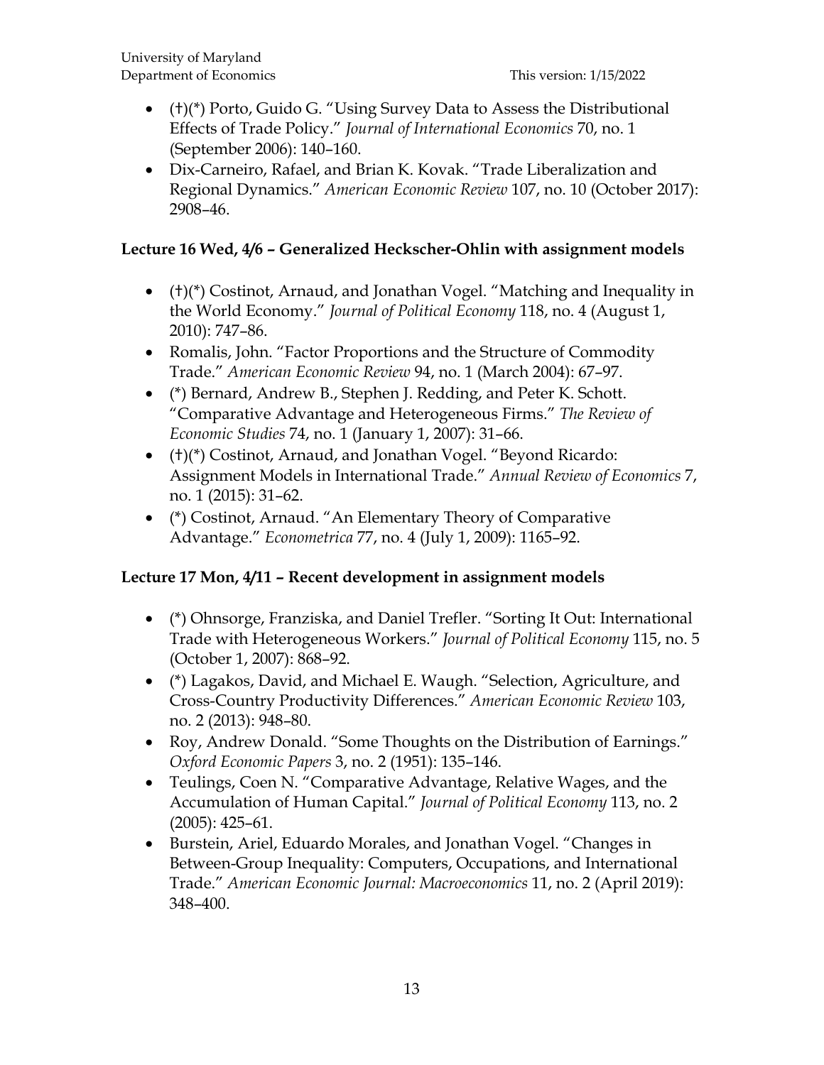- (†)(*) Porto, Guido G. "Using Survey Data to Assess the Distributional Effects of Trade Policy." *Journal of International Economics* 70, no. 1 (September 2006): 140–160.
- Dix-Carneiro, Rafael, and Brian K. Kovak. "Trade Liberalization and Regional Dynamics." *American Economic Review* 107, no. 10 (October 2017): 2908–46.

**Lecture 16 Wed, 4/6 – Generalized Heckscher-Ohlin with assignment models**

- (†)(*) Costinot, Arnaud, and Jonathan Vogel. "Matching and Inequality in the World Economy." *Journal of Political Economy* 118, no. 4 (August 1, 2010): 747–86.
- Romalis, John. "Factor Proportions and the Structure of Commodity Trade." *American Economic Review* 94, no. 1 (March 2004): 67–97.
- (*) Bernard, Andrew B., Stephen J. Redding, and Peter K. Schott. "Comparative Advantage and Heterogeneous Firms." *The Review of Economic Studies* 74, no. 1 (January 1, 2007): 31–66.
- (†)(*) Costinot, Arnaud, and Jonathan Vogel. "Beyond Ricardo: Assignment Models in International Trade." *Annual Review of Economics* 7, no. 1 (2015): 31–62.
- (*) Costinot, Arnaud. "An Elementary Theory of Comparative Advantage." *Econometrica* 77, no. 4 (July 1, 2009): 1165–92.

**Lecture 17 Mon, 4/11 – Recent development in assignment models**

- (*) Ohnsorge, Franziska, and Daniel Trefler. "Sorting It Out: International Trade with Heterogeneous Workers." *Journal of Political Economy* 115, no. 5 (October 1, 2007): 868–92.
- (*) Lagakos, David, and Michael E. Waugh. "Selection, Agriculture, and Cross-Country Productivity Differences." *American Economic Review* 103, no. 2 (2013): 948–80.
- Roy, Andrew Donald. "Some Thoughts on the Distribution of Earnings." *Oxford Economic Papers* 3, no. 2 (1951): 135–146.
- Teulings, Coen N. "Comparative Advantage, Relative Wages, and the Accumulation of Human Capital." *Journal of Political Economy* 113, no. 2 (2005): 425–61.
- Burstein, Ariel, Eduardo Morales, and Jonathan Vogel. "Changes in Between-Group Inequality: Computers, Occupations, and International Trade." *American Economic Journal: Macroeconomics* 11, no. 2 (April 2019): 348–400.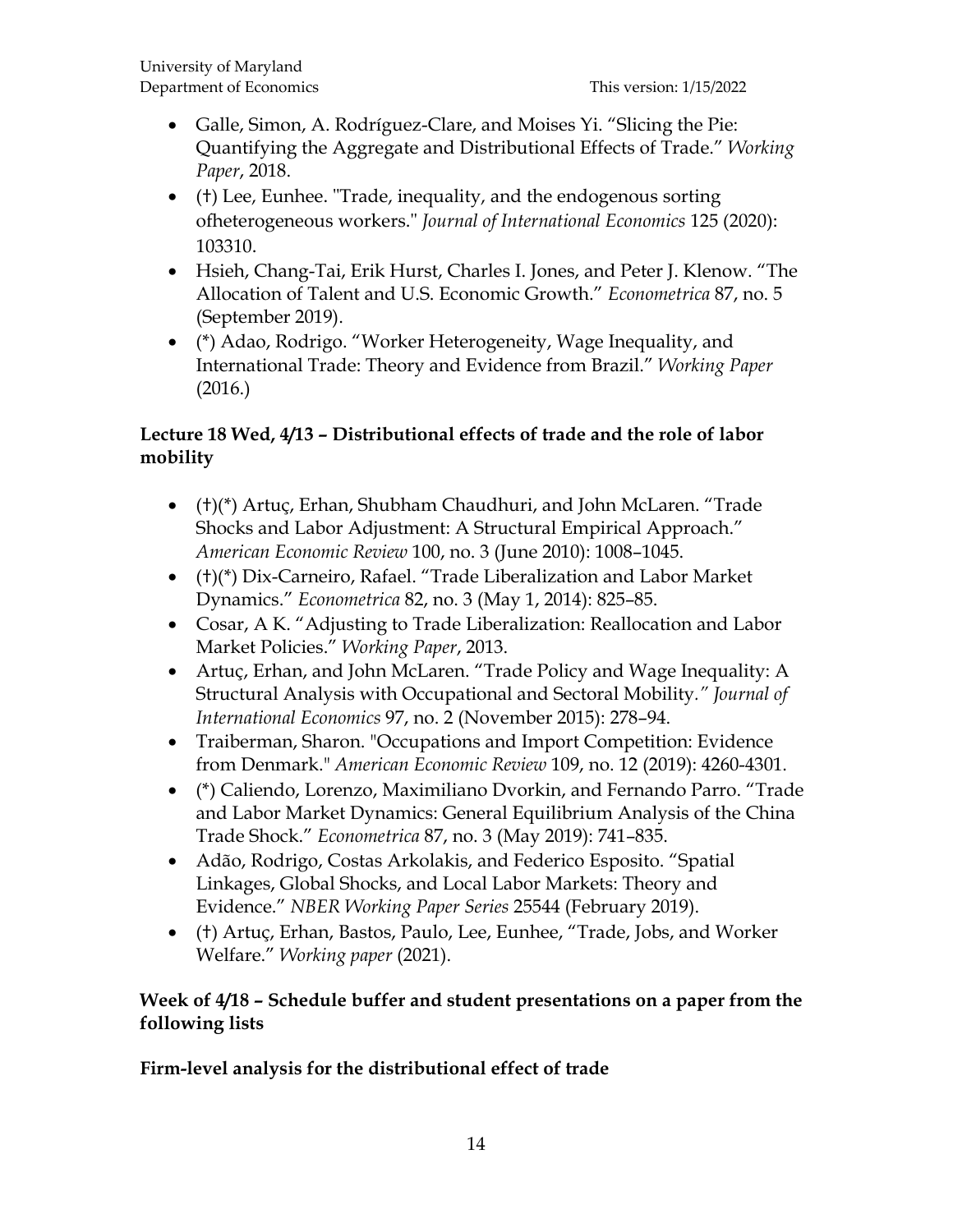- Galle, Simon, A. Rodríguez-Clare, and Moises Yi. "Slicing the Pie: Quantifying the Aggregate and Distributional Effects of Trade." *Working Paper*, 2018.
- (†) Lee, Eunhee. "Trade, inequality, and the endogenous sorting ofheterogeneous workers." *Journal of International Economics* 125 (2020): 103310.
- Hsieh, Chang-Tai, Erik Hurst, Charles I. Jones, and Peter J. Klenow. "The Allocation of Talent and U.S. Economic Growth." *Econometrica* 87, no. 5 (September 2019).
- (*) Adao, Rodrigo. "Worker Heterogeneity, Wage Inequality, and International Trade: Theory and Evidence from Brazil." *Working Paper* (2016.)

**Lecture 18 Wed, 4/13 – Distributional effects of trade and the role of labor mobility**

- (†)(*) Artuç, Erhan, Shubham Chaudhuri, and John McLaren. "Trade Shocks and Labor Adjustment: A Structural Empirical Approach." *American Economic Review* 100, no. 3 (June 2010): 1008–1045.
- (†)(*) Dix-Carneiro, Rafael. "Trade Liberalization and Labor Market Dynamics." *Econometrica* 82, no. 3 (May 1, 2014): 825–85.
- Cosar, A K. "Adjusting to Trade Liberalization: Reallocation and Labor Market Policies." *Working Paper*, 2013.
- Artuç, Erhan, and John McLaren. "Trade Policy and Wage Inequality: A Structural Analysis with Occupational and Sectoral Mobility." *Journal of International Economics* 97, no. 2 (November 2015): 278–94.
- Traiberman, Sharon. "Occupations and Import Competition: Evidence from Denmark." *American Economic Review* 109, no. 12 (2019): 4260-4301.
- (*) Caliendo, Lorenzo, Maximiliano Dvorkin, and Fernando Parro. "Trade and Labor Market Dynamics: General Equilibrium Analysis of the China Trade Shock." *Econometrica* 87, no. 3 (May 2019): 741–835.
- Adão, Rodrigo, Costas Arkolakis, and Federico Esposito. "Spatial Linkages, Global Shocks, and Local Labor Markets: Theory and Evidence." *NBER Working Paper Series* 25544 (February 2019).
- (†) Artuç, Erhan, Bastos, Paulo, Lee, Eunhee, "Trade, Jobs, and Worker Welfare." *Working paper* (2021).

**Week of 4/18 – Schedule buffer and student presentations on a paper from the following lists**

**Firm-level analysis for the distributional effect of trade**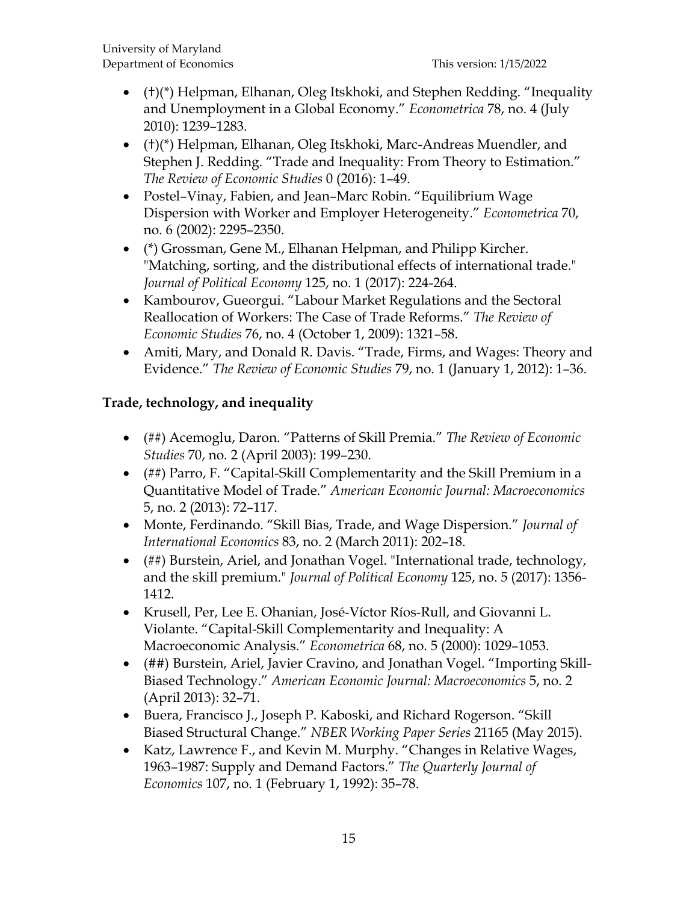- (†)(*) Helpman, Elhanan, Oleg Itskhoki, and Stephen Redding. "Inequality and Unemployment in a Global Economy." *Econometrica* 78, no. 4 (July 2010): 1239–1283.
- (†)(*) Helpman, Elhanan, Oleg Itskhoki, Marc-Andreas Muendler, and Stephen J. Redding. "Trade and Inequality: From Theory to Estimation." *The Review of Economic Studies* 0 (2016): 1–49.
- Postel–Vinay, Fabien, and Jean–Marc Robin. "Equilibrium Wage Dispersion with Worker and Employer Heterogeneity." *Econometrica* 70, no. 6 (2002): 2295–2350.
- (*) Grossman, Gene M., Elhanan Helpman, and Philipp Kircher. "Matching, sorting, and the distributional effects of international trade." *Journal of Political Economy* 125, no. 1 (2017): 224-264.
- Kambourov, Gueorgui. "Labour Market Regulations and the Sectoral Reallocation of Workers: The Case of Trade Reforms." *The Review of Economic Studies* 76, no. 4 (October 1, 2009): 1321–58.
- Amiti, Mary, and Donald R. Davis. "Trade, Firms, and Wages: Theory and Evidence." *The Review of Economic Studies* 79, no. 1 (January 1, 2012): 1–36.

**Trade, technology, and inequality**

- (##) Acemoglu, Daron. "Patterns of Skill Premia." *The Review of Economic Studies* 70, no. 2 (April 2003): 199–230.
- (##) Parro, F. "Capital-Skill Complementarity and the Skill Premium in a Quantitative Model of Trade." *American Economic Journal: Macroeconomics* 5, no. 2 (2013): 72–117.
- Monte, Ferdinando. "Skill Bias, Trade, and Wage Dispersion." *Journal of International Economics* 83, no. 2 (March 2011): 202–18.
- (##) Burstein, Ariel, and Jonathan Vogel. "International trade, technology, and the skill premium." *Journal of Political Economy* 125, no. 5 (2017): 1356-1412.
- Krusell, Per, Lee E. Ohanian, José-Víctor Ríos-Rull, and Giovanni L. Violante. "Capital-Skill Complementarity and Inequality: A Macroeconomic Analysis." *Econometrica* 68, no. 5 (2000): 1029–1053.
- (##) Burstein, Ariel, Javier Cravino, and Jonathan Vogel. "Importing Skill-Biased Technology." *American Economic Journal: Macroeconomics* 5, no. 2 (April 2013): 32–71.
- Buera, Francisco J., Joseph P. Kaboski, and Richard Rogerson. "Skill Biased Structural Change." *NBER Working Paper Series* 21165 (May 2015).
- Katz, Lawrence F., and Kevin M. Murphy. "Changes in Relative Wages, 1963–1987: Supply and Demand Factors." *The Quarterly Journal of Economics* 107, no. 1 (February 1, 1992): 35–78.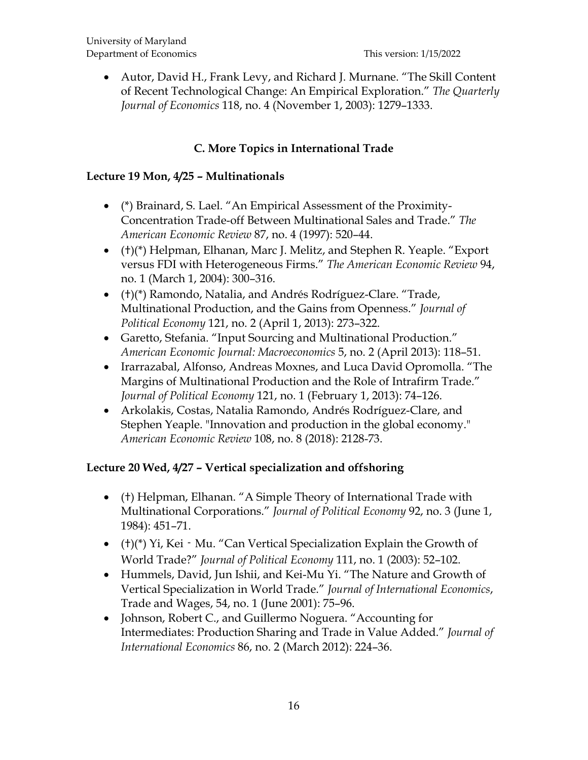- Autor, David H., Frank Levy, and Richard J. Murnane. “The Skill Content of Recent Technological Change: An Empirical Exploration.” *The Quarterly Journal of Economics* 118, no. 4 (November 1, 2003): 1279–1333.

## C. More Topics in International Trade

### Lecture 19 Mon, 4/25 – Multinationals

- (*) Brainard, S. Lael. “An Empirical Assessment of the Proximity-Concentration Trade-off Between Multinational Sales and Trade.” *The American Economic Review* 87, no. 4 (1997): 520–44.
- (†)(*) Helpman, Elhanan, Marc J. Melitz, and Stephen R. Yeaple. “Export versus FDI with Heterogeneous Firms.” *The American Economic Review* 94, no. 1 (March 1, 2004): 300–316.
- (†)(*) Ramondo, Natalia, and Andrés Rodríguez-Clare. “Trade, Multinational Production, and the Gains from Openness.” *Journal of Political Economy* 121, no. 2 (April 1, 2013): 273–322.
- Garetto, Stefania. “Input Sourcing and Multinational Production.” *American Economic Journal: Macroeconomics* 5, no. 2 (April 2013): 118–51.
- Irarrazabal, Alfonso, Andreas Moxnes, and Luca David Opromolla. “The Margins of Multinational Production and the Role of Intrafirm Trade.” *Journal of Political Economy* 121, no. 1 (February 1, 2013): 74–126.
- Arkolakis, Costas, Natalia Ramondo, Andrés Rodríguez-Clare, and Stephen Yeaple. "Innovation and production in the global economy." *American Economic Review* 108, no. 8 (2018): 2128-73.

### Lecture 20 Wed, 4/27 – Vertical specialization and offshoring

- (†) Helpman, Elhanan. “A Simple Theory of International Trade with Multinational Corporations.” *Journal of Political Economy* 92, no. 3 (June 1, 1984): 451–71.
- (†)(*) Yi, Kei‐Mu. “Can Vertical Specialization Explain the Growth of World Trade?” *Journal of Political Economy* 111, no. 1 (2003): 52–102.
- Hummels, David, Jun Ishii, and Kei-Mu Yi. “The Nature and Growth of Vertical Specialization in World Trade.” *Journal of International Economics*, Trade and Wages, 54, no. 1 (June 2001): 75–96.
- Johnson, Robert C., and Guillermo Noguera. “Accounting for Intermediates: Production Sharing and Trade in Value Added.” *Journal of International Economics* 86, no. 2 (March 2012): 224–36.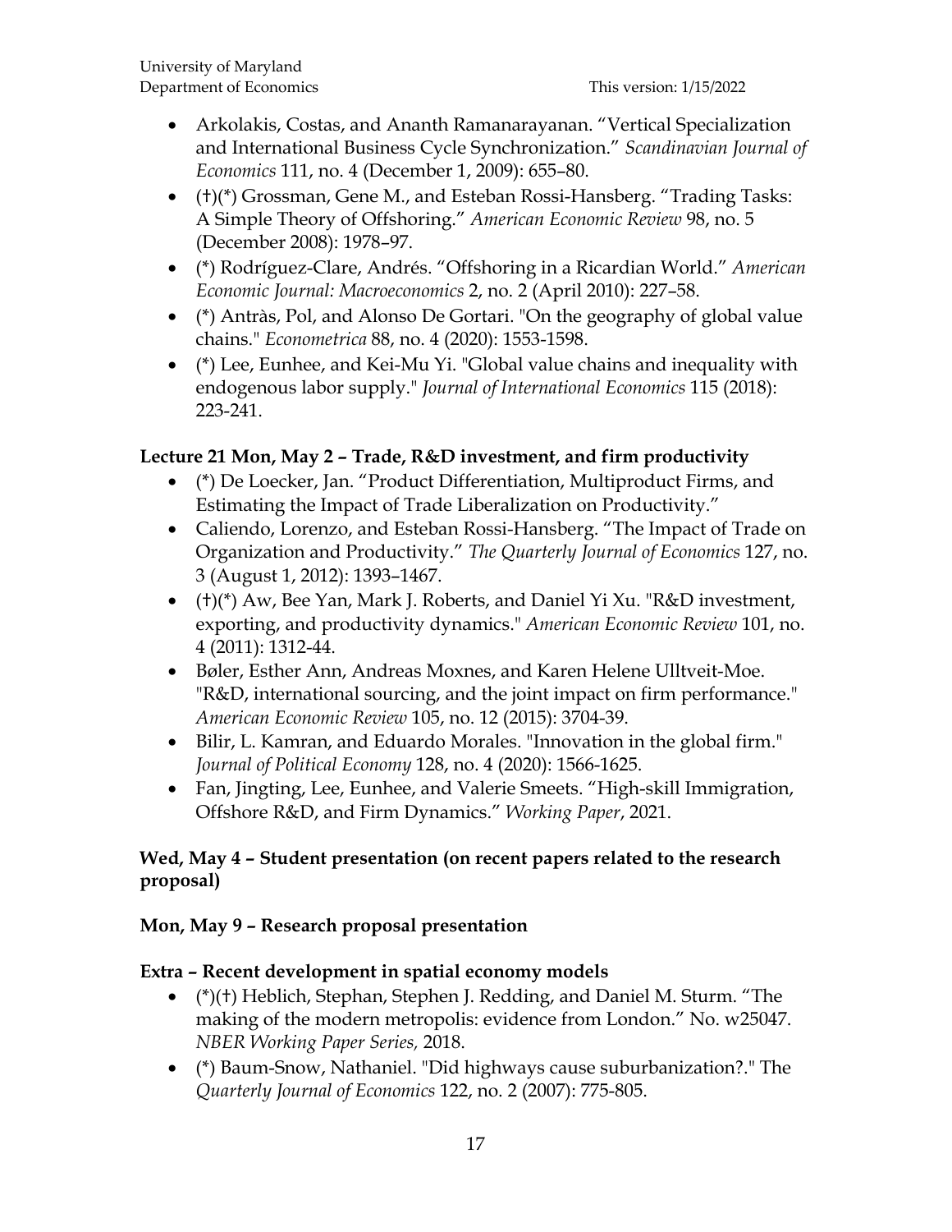- Arkolakis, Costas, and Ananth Ramanarayanan. “Vertical Specialization and International Business Cycle Synchronization.” *Scandinavian Journal of Economics* 111, no. 4 (December 1, 2009): 655–80.
- (†)(*) Grossman, Gene M., and Esteban Rossi-Hansberg. “Trading Tasks: A Simple Theory of Offshoring.” *American Economic Review* 98, no. 5 (December 2008): 1978–97.
- (*) Rodríguez-Clare, Andrés. “Offshoring in a Ricardian World.” *American Economic Journal: Macroeconomics* 2, no. 2 (April 2010): 227–58.
- (*) Antràs, Pol, and Alonso De Gortari. "On the geography of global value chains." *Econometrica* 88, no. 4 (2020): 1553-1598.
- (*) Lee, Eunhee, and Kei-Mu Yi. "Global value chains and inequality with endogenous labor supply." *Journal of International Economics* 115 (2018): 223-241.

**Lecture 21 Mon, May 2 – Trade, R&D investment, and firm productivity**

- (*) De Loecker, Jan. “Product Differentiation, Multiproduct Firms, and Estimating the Impact of Trade Liberalization on Productivity.”
- Caliendo, Lorenzo, and Esteban Rossi-Hansberg. “The Impact of Trade on Organization and Productivity.” *The Quarterly Journal of Economics* 127, no. 3 (August 1, 2012): 1393–1467.
- (†)(*) Aw, Bee Yan, Mark J. Roberts, and Daniel Yi Xu. "R&D investment, exporting, and productivity dynamics." *American Economic Review* 101, no. 4 (2011): 1312-44.
- Bøler, Esther Ann, Andreas Moxnes, and Karen Helene Ulltveit-Moe. "R&D, international sourcing, and the joint impact on firm performance." *American Economic Review* 105, no. 12 (2015): 3704-39.
- Bilir, L. Kamran, and Eduardo Morales. "Innovation in the global firm." *Journal of Political Economy* 128, no. 4 (2020): 1566-1625.
- Fan, Jingting, Lee, Eunhee, and Valerie Smeets. “High-skill Immigration, Offshore R&D, and Firm Dynamics.” *Working Paper*, 2021.

**Wed, May 4 – Student presentation (on recent papers related to the research proposal)**

**Mon, May 9 – Research proposal presentation**

**Extra – Recent development in spatial economy models**

- (*)(†) Heblich, Stephan, Stephen J. Redding, and Daniel M. Sturm. “The making of the modern metropolis: evidence from London.” No. w25047. *NBER Working Paper Series,* 2018.
- (*) Baum-Snow, Nathaniel. "Did highways cause suburbanization?." The *Quarterly Journal of Economics* 122, no. 2 (2007): 775-805.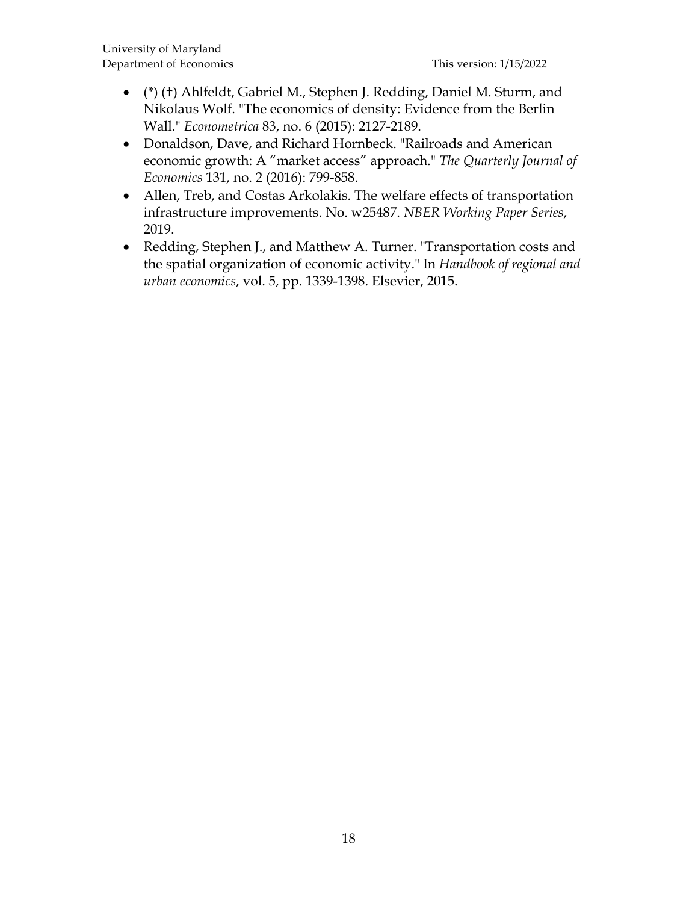- (*) (†) Ahlfeldt, Gabriel M., Stephen J. Redding, Daniel M. Sturm, and Nikolaus Wolf. "The economics of density: Evidence from the Berlin Wall." *Econometrica* 83, no. 6 (2015): 2127-2189.
- Donaldson, Dave, and Richard Hornbeck. "Railroads and American economic growth: A "market access" approach." *The Quarterly Journal of Economics* 131, no. 2 (2016): 799-858.
- Allen, Treb, and Costas Arkolakis. The welfare effects of transportation infrastructure improvements. No. w25487. *NBER Working Paper Series*, 2019.
- Redding, Stephen J., and Matthew A. Turner. "Transportation costs and the spatial organization of economic activity." In *Handbook of regional and urban economics*, vol. 5, pp. 1339-1398. Elsevier, 2015.